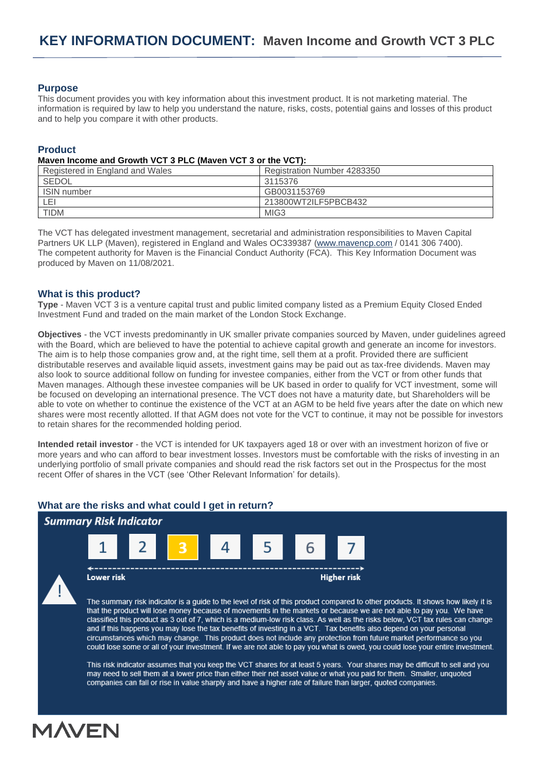# KEY INFORMATION DOCUMENT: Maven Income and Growth VCT 3 PLC

## Purpose

This document provides you with key information about this investment product. It is not marketing material. The information is required by law to help you understand the nature, risks, costs, potential gains and losses of this product and to help you compare it with other products.

## Product

**Maven Income and Growth VCT 3 PLC (Maven VCT 3 or the VCT):**

| Registered in England and Wales | Registration Number 4283350 |
|---|---|
| SEDOL | 3115376 |
| ISIN number | GB0031153769 |
| LEI | 213800WT2ILF5PBCB432 |
| TIDM | MIG3 |

The VCT has delegated investment management, secretarial and administration responsibilities to Maven Capital Partners UK LLP (Maven), registered in England and Wales OC339387 (www.mavencp.com / 0141 306 7400). The competent authority for Maven is the Financial Conduct Authority (FCA). This Key Information Document was produced by Maven on 11/08/2021.

## What is this product?

**Type** - Maven VCT 3 is a venture capital trust and public limited company listed as a Premium Equity Closed Ended Investment Fund and traded on the main market of the London Stock Exchange.

**Objectives** - the VCT invests predominantly in UK smaller private companies sourced by Maven, under guidelines agreed with the Board, which are believed to have the potential to achieve capital growth and generate an income for investors. The aim is to help those companies grow and, at the right time, sell them at a profit. Provided there are sufficient distributable reserves and available liquid assets, investment gains may be paid out as tax-free dividends. Maven may also look to source additional follow on funding for investee companies, either from the VCT or from other funds that Maven manages. Although these investee companies will be UK based in order to qualify for VCT investment, some will be focused on developing an international presence. The VCT does not have a maturity date, but Shareholders will be able to vote on whether to continue the existence of the VCT at an AGM to be held five years after the date on which new shares were most recently allotted. If that AGM does not vote for the VCT to continue, it may not be possible for investors to retain shares for the recommended holding period.

**Intended retail investor** - the VCT is intended for UK taxpayers aged 18 or over with an investment horizon of five or more years and who can afford to bear investment losses. Investors must be comfortable with the risks of investing in an underlying portfolio of small private companies and should read the risk factors set out in the Prospectus for the most recent Offer of shares in the VCT (see 'Other Relevant Information' for details).

## What are the risks and what could I get in return?

### *Summary Risk Indicator*

1 | 2 | **3** | 4 | 5 | 6 | 7

Lower risk ← → Higher risk

The summary risk indicator is a guide to the level of risk of this product compared to other products. It shows how likely it is that the product will lose money because of movements in the markets or because we are not able to pay you. We have classified this product as 3 out of 7, which is a medium-low risk class. As well as the risks below, VCT tax rules can change and if this happens you may lose the tax benefits of investing in a VCT. Tax benefits also depend on your personal circumstances which may change. This product does not include any protection from future market performance so you could lose some or all of your investment. If we are not able to pay you what is owed, you could lose your entire investment.

This risk indicator assumes that you keep the VCT shares for at least 5 years. Your shares may be difficult to sell and you may need to sell them at a lower price than either their net asset value or what you paid for them. Smaller, unquoted companies can fall or rise in value sharply and have a higher rate of failure than larger, quoted companies.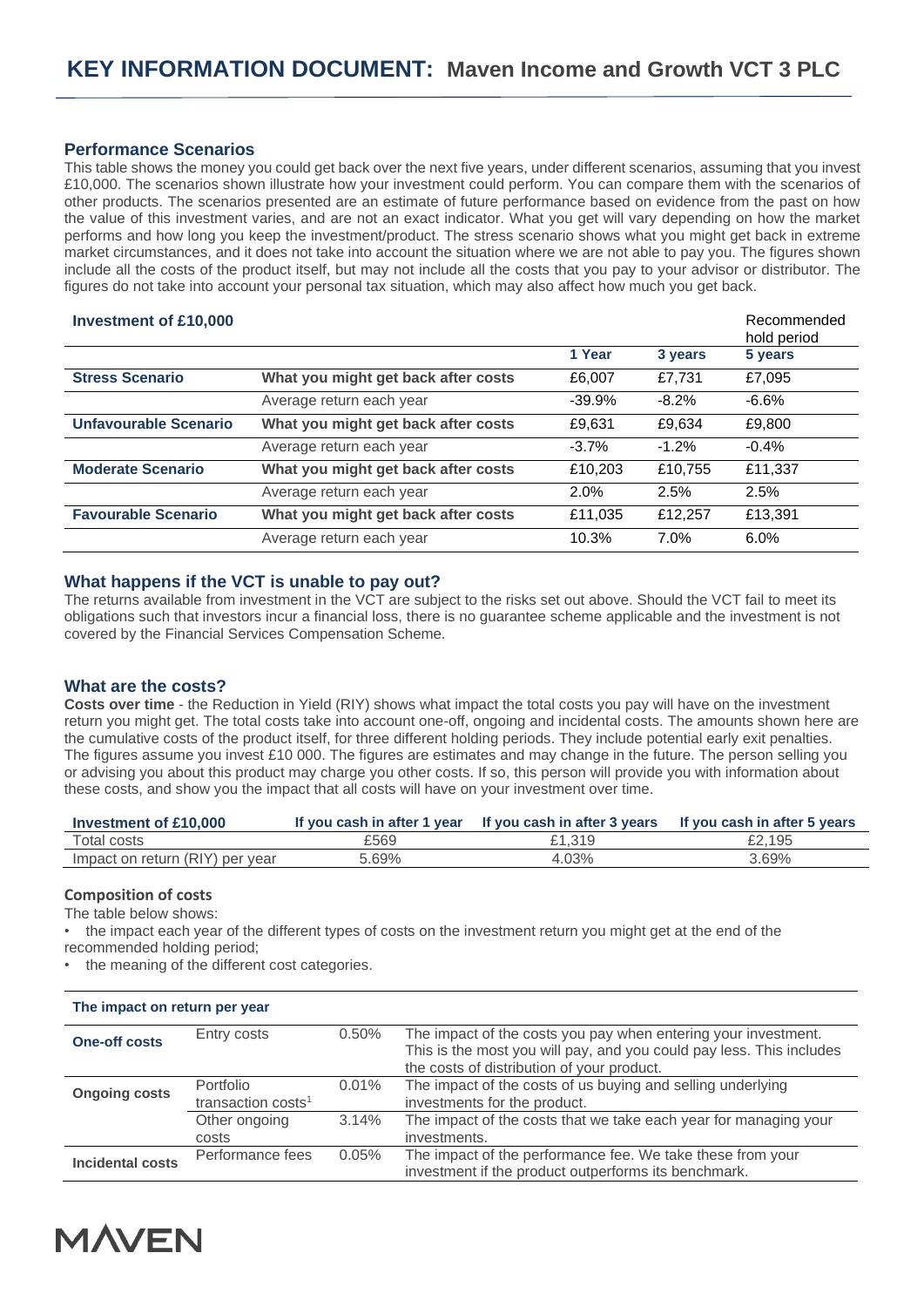## Performance Scenarios

This table shows the money you could get back over the next five years, under different scenarios, assuming that you invest £10,000. The scenarios shown illustrate how your investment could perform. You can compare them with the scenarios of other products. The scenarios presented are an estimate of future performance based on evidence from the past on how the value of this investment varies, and are not an exact indicator. What you get will vary depending on how the market performs and how long you keep the investment/product. The stress scenario shows what you might get back in extreme market circumstances, and it does not take into account the situation where we are not able to pay you. The figures shown include all the costs of the product itself, but may not include all the costs that you pay to your advisor or distributor. The figures do not take into account your personal tax situation, which may also affect how much you get back.

| **Investment of £10,000** | | | | Recommended hold period |
|---|---|---|---|---|
| | | **1 Year** | **3 years** | **5 years** |
| **Stress Scenario** | **What you might get back after costs** | £6,007 | £7,731 | £7,095 |
| | Average return each year | -39.9% | -8.2% | -6.6% |
| **Unfavourable Scenario** | **What you might get back after costs** | £9,631 | £9,634 | £9,800 |
| | Average return each year | -3.7% | -1.2% | -0.4% |
| **Moderate Scenario** | **What you might get back after costs** | £10,203 | £10,755 | £11,337 |
| | Average return each year | 2.0% | 2.5% | 2.5% |
| **Favourable Scenario** | **What you might get back after costs** | £11,035 | £12,257 | £13,391 |
| | Average return each year | 10.3% | 7.0% | 6.0% |

## What happens if the VCT is unable to pay out?

The returns available from investment in the VCT are subject to the risks set out above. Should the VCT fail to meet its obligations such that investors incur a financial loss, there is no guarantee scheme applicable and the investment is not covered by the Financial Services Compensation Scheme.

## What are the costs?

**Costs over time** - the Reduction in Yield (RIY) shows what impact the total costs you pay will have on the investment return you might get. The total costs take into account one-off, ongoing and incidental costs. The amounts shown here are the cumulative costs of the product itself, for three different holding periods. They include potential early exit penalties. The figures assume you invest £10 000. The figures are estimates and may change in the future. The person selling you or advising you about this product may charge you other costs. If so, this person will provide you with information about these costs, and show you the impact that all costs will have on your investment over time.

| **Investment of £10,000** | **If you cash in after 1 year** | **If you cash in after 3 years** | **If you cash in after 5 years** |
|---|---|---|---|
| Total costs | £569 | £1,319 | £2,195 |
| Impact on return (RIY) per year | 5.69% | 4.03% | 3.69% |

### Composition of costs

The table below shows:

- the impact each year of the different types of costs on the investment return you might get at the end of the recommended holding period;
- the meaning of the different cost categories.

| **The impact on return per year** | | | |
|---|---|---|---|
| **One-off costs** | Entry costs | 0.50% | The impact of the costs you pay when entering your investment. This is the most you will pay, and you could pay less. This includes the costs of distribution of your product. |
| **Ongoing costs** | Portfolio transaction costs[1] | 0.01% | The impact of the costs of us buying and selling underlying investments for the product. |
| | Other ongoing costs | 3.14% | The impact of the costs that we take each year for managing your investments. |
| **Incidental costs** | Performance fees | 0.05% | The impact of the performance fee. We take these from your investment if the product outperforms its benchmark. |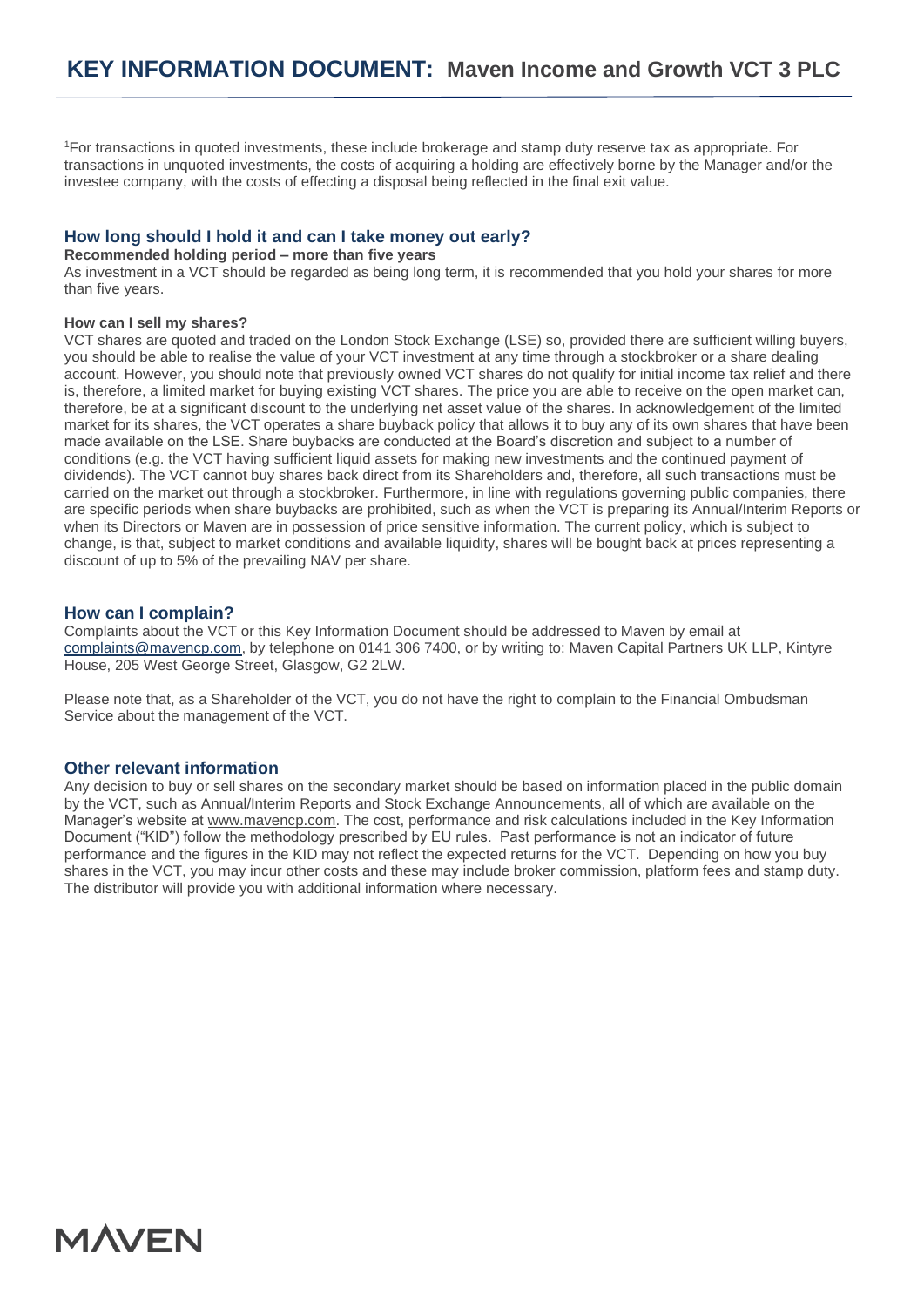[1]For transactions in quoted investments, these include brokerage and stamp duty reserve tax as appropriate. For transactions in unquoted investments, the costs of acquiring a holding are effectively borne by the Manager and/or the investee company, with the costs of effecting a disposal being reflected in the final exit value.

## How long should I hold it and can I take money out early?

**Recommended holding period – more than five years**

As investment in a VCT should be regarded as being long term, it is recommended that you hold your shares for more than five years.

**How can I sell my shares?**

VCT shares are quoted and traded on the London Stock Exchange (LSE) so, provided there are sufficient willing buyers, you should be able to realise the value of your VCT investment at any time through a stockbroker or a share dealing account. However, you should note that previously owned VCT shares do not qualify for initial income tax relief and there is, therefore, a limited market for buying existing VCT shares. The price you are able to receive on the open market can, therefore, be at a significant discount to the underlying net asset value of the shares. In acknowledgement of the limited market for its shares, the VCT operates a share buyback policy that allows it to buy any of its own shares that have been made available on the LSE. Share buybacks are conducted at the Board's discretion and subject to a number of conditions (e.g. the VCT having sufficient liquid assets for making new investments and the continued payment of dividends). The VCT cannot buy shares back direct from its Shareholders and, therefore, all such transactions must be carried on the market out through a stockbroker. Furthermore, in line with regulations governing public companies, there are specific periods when share buybacks are prohibited, such as when the VCT is preparing its Annual/Interim Reports or when its Directors or Maven are in possession of price sensitive information. The current policy, which is subject to change, is that, subject to market conditions and available liquidity, shares will be bought back at prices representing a discount of up to 5% of the prevailing NAV per share.

## How can I complain?

Complaints about the VCT or this Key Information Document should be addressed to Maven by email at complaints@mavencp.com, by telephone on 0141 306 7400, or by writing to: Maven Capital Partners UK LLP, Kintyre House, 205 West George Street, Glasgow, G2 2LW.

Please note that, as a Shareholder of the VCT, you do not have the right to complain to the Financial Ombudsman Service about the management of the VCT.

## Other relevant information

Any decision to buy or sell shares on the secondary market should be based on information placed in the public domain by the VCT, such as Annual/Interim Reports and Stock Exchange Announcements, all of which are available on the Manager's website at www.mavencp.com. The cost, performance and risk calculations included in the Key Information Document ("KID") follow the methodology prescribed by EU rules. Past performance is not an indicator of future performance and the figures in the KID may not reflect the expected returns for the VCT. Depending on how you buy shares in the VCT, you may incur other costs and these may include broker commission, platform fees and stamp duty. The distributor will provide you with additional information where necessary.